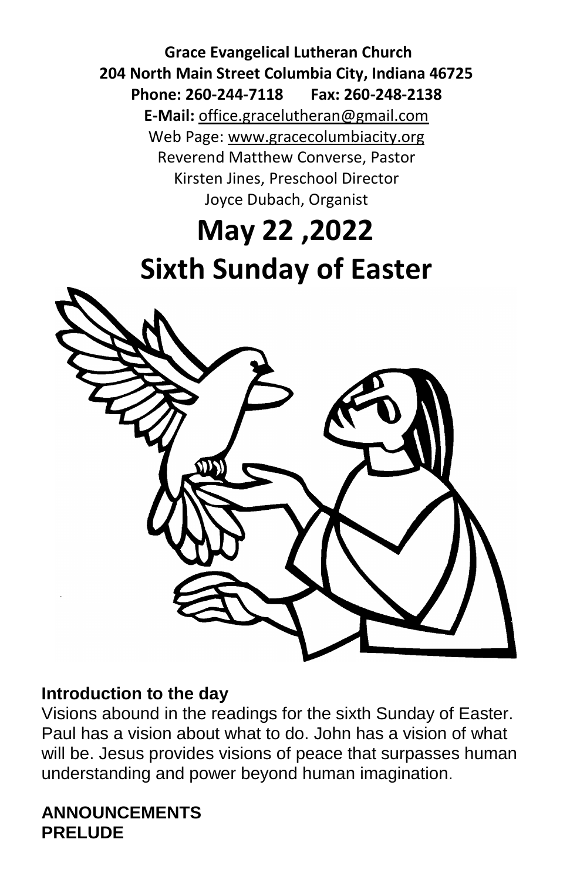**Grace Evangelical Lutheran Church**
**204 North Main Street Columbia City, Indiana 46725**
**Phone: 260-244-7118 Fax: 260-248-2138**
**E-Mail:** office.gracelutheran@gmail.com
Web Page: www.gracecolumbiacity.org
Reverend Matthew Converse, Pastor
Kirsten Jines, Preschool Director
Joyce Dubach, Organist

# May 22 ,2022
# Sixth Sunday of Easter

## Introduction to the day

Visions abound in the readings for the sixth Sunday of Easter. Paul has a vision about what to do. John has a vision of what will be. Jesus provides visions of peace that surpasses human understanding and power beyond human imagination.

**ANNOUNCEMENTS**
**PRELUDE**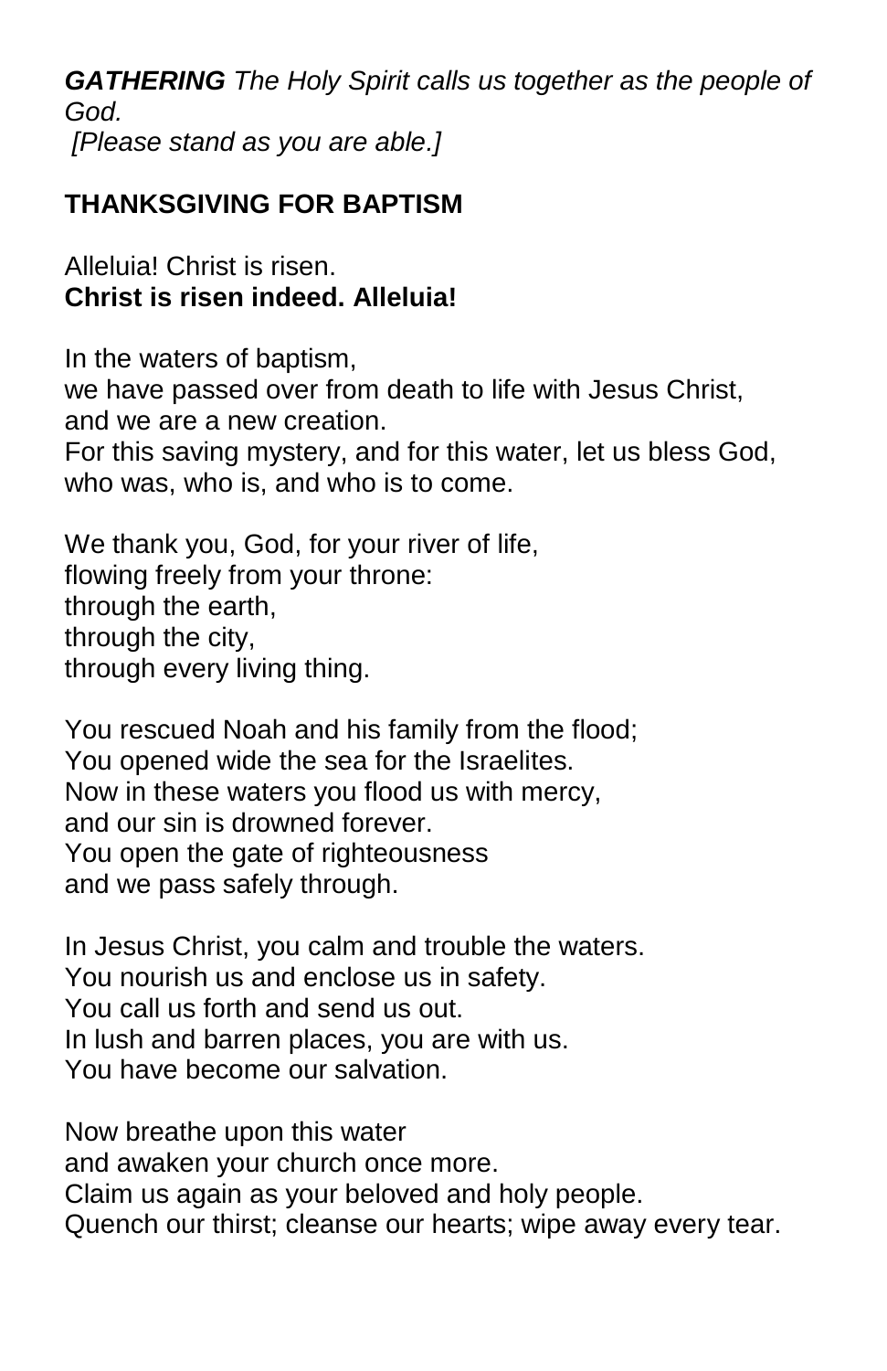***GATHERING** The Holy Spirit calls us together as the people of God.*
*[Please stand as you are able.]*

**THANKSGIVING FOR BAPTISM**

Alleluia! Christ is risen.
**Christ is risen indeed. Alleluia!**

In the waters of baptism,
we have passed over from death to life with Jesus Christ,
and we are a new creation.
For this saving mystery, and for this water, let us bless God,
who was, who is, and who is to come.

We thank you, God, for your river of life,
flowing freely from your throne:
through the earth,
through the city,
through every living thing.

You rescued Noah and his family from the flood;
You opened wide the sea for the Israelites.
Now in these waters you flood us with mercy,
and our sin is drowned forever.
You open the gate of righteousness
and we pass safely through.

In Jesus Christ, you calm and trouble the waters.
You nourish us and enclose us in safety.
You call us forth and send us out.
In lush and barren places, you are with us.
You have become our salvation.

Now breathe upon this water
and awaken your church once more.
Claim us again as your beloved and holy people.
Quench our thirst; cleanse our hearts; wipe away every tear.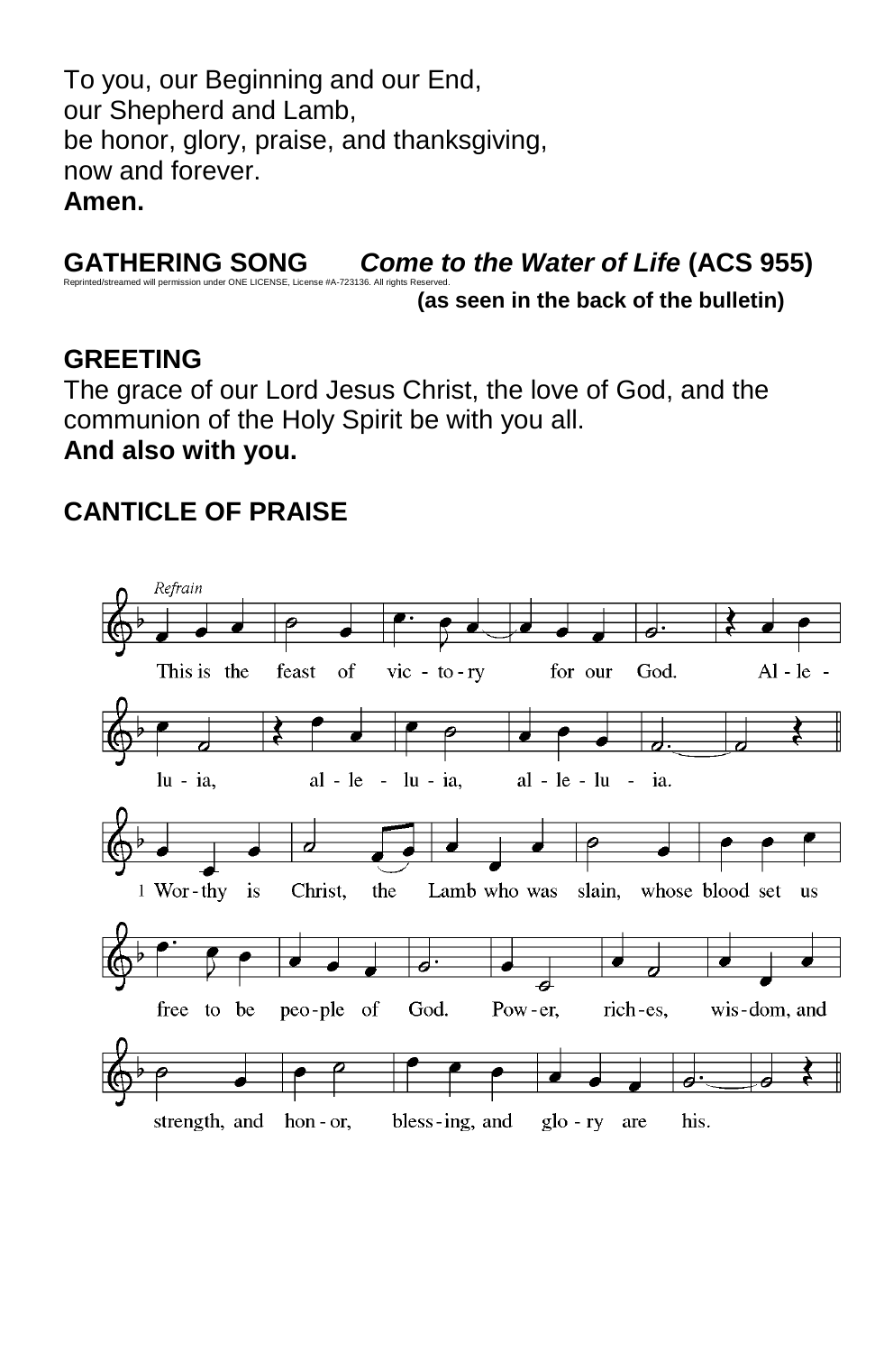To you, our Beginning and our End,
our Shepherd and Lamb,
be honor, glory, praise, and thanksgiving,
now and forever.
**Amen.**

**GATHERING SONG** ***Come to the Water of Life*** **(ACS 955)**

Reprinted/streamed will permission under ONE LICENSE, License #A-723136. All rights Reserved.

**(as seen in the back of the bulletin)**

**GREETING**

The grace of our Lord Jesus Christ, the love of God, and the communion of the Holy Spirit be with you all.
**And also with you.**

**CANTICLE OF PRAISE**

*Refrain*

This is the feast of vic - to - ry for our God. Al - le - lu - ia, al - le - lu - ia, al - le - lu - ia.

1 Wor - thy is Christ, the Lamb who was slain, whose blood set us free to be peo - ple of God. Pow - er, rich - es, wis - dom, and strength, and hon - or, bless - ing, and glo - ry are his.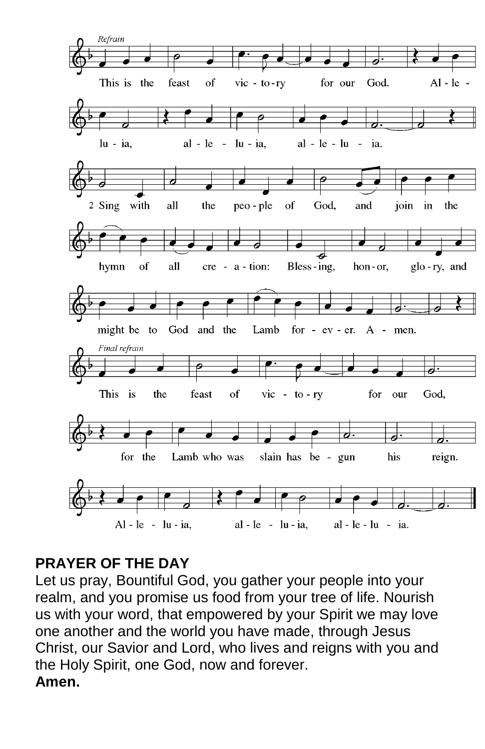*Refrain*

This is the feast of victory for our God. Alleluia, alleluia, alleluia.

2 Sing with all the people of God, and join in the hymn of all creation: Blessing, honor, glory, and might be to God and the Lamb forever. Amen.

*Final refrain*

This is the feast of victory for our God, for the Lamb who was slain has begun his reign. Alleluia, alleluia, alleluia.

**PRAYER OF THE DAY**

Let us pray, Bountiful God, you gather your people into your realm, and you promise us food from your tree of life. Nourish us with your word, that empowered by your Spirit we may love one another and the world you have made, through Jesus Christ, our Savior and Lord, who lives and reigns with you and the Holy Spirit, one God, now and forever.

**Amen.**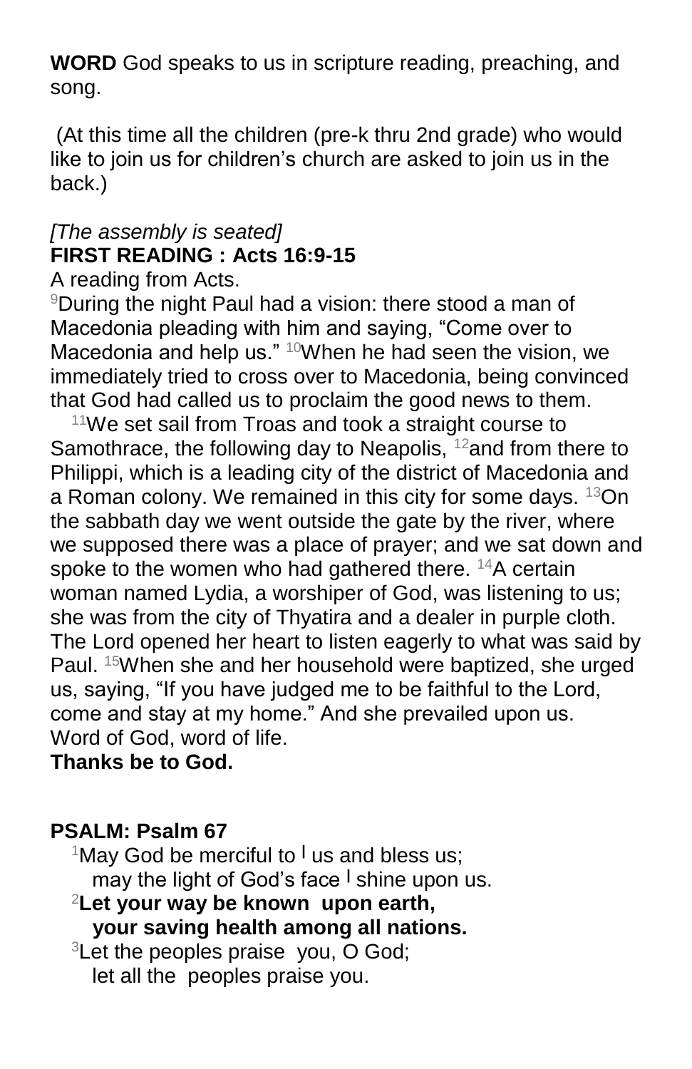**WORD** God speaks to us in scripture reading, preaching, and song.

(At this time all the children (pre-k thru 2nd grade) who would like to join us for children's church are asked to join us in the back.)

*[The assembly is seated]*

**FIRST READING : Acts 16:9-15**

A reading from Acts.

[9]During the night Paul had a vision: there stood a man of Macedonia pleading with him and saying, "Come over to Macedonia and help us." [10]When he had seen the vision, we immediately tried to cross over to Macedonia, being convinced that God had called us to proclaim the good news to them.

[11]We set sail from Troas and took a straight course to Samothrace, the following day to Neapolis, [12]and from there to Philippi, which is a leading city of the district of Macedonia and a Roman colony. We remained in this city for some days. [13]On the sabbath day we went outside the gate by the river, where we supposed there was a place of prayer; and we sat down and spoke to the women who had gathered there. [14]A certain woman named Lydia, a worshiper of God, was listening to us; she was from the city of Thyatira and a dealer in purple cloth. The Lord opened her heart to listen eagerly to what was said by Paul. [15]When she and her household were baptized, she urged us, saying, "If you have judged me to be faithful to the Lord, come and stay at my home." And she prevailed upon us.

Word of God, word of life.

**Thanks be to God.**

**PSALM: Psalm 67**

[1]May God be merciful to | us and bless us;
may the light of God's face | shine upon us.

[2]**Let your way be known upon earth,**
**your saving health among all nations.**

[3]Let the peoples praise you, O God;
let all the peoples praise you.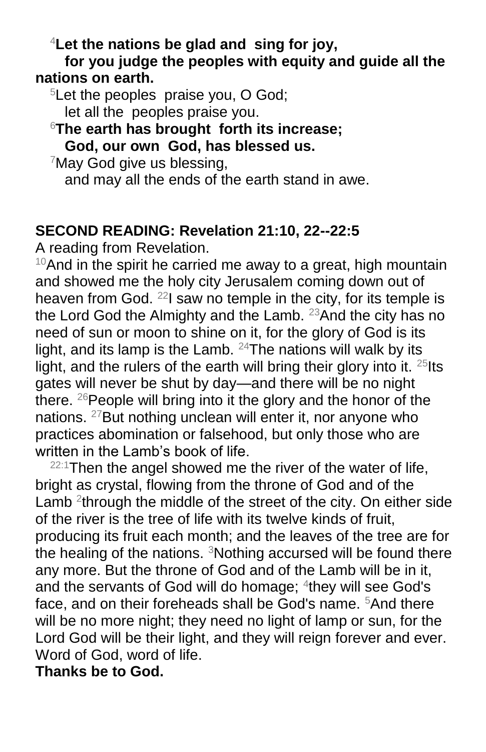[4]**Let the nations be glad and sing for joy,**
**for you judge the peoples with equity and guide all the nations on earth.**

[5]Let the peoples praise you, O God;
let all the peoples praise you.

[6]**The earth has brought forth its increase;**
**God, our own God, has blessed us.**

[7]May God give us blessing,
and may all the ends of the earth stand in awe.

**SECOND READING: Revelation 21:10, 22--22:5**

A reading from Revelation.

[10]And in the spirit he carried me away to a great, high mountain and showed me the holy city Jerusalem coming down out of heaven from God. [22]I saw no temple in the city, for its temple is the Lord God the Almighty and the Lamb. [23]And the city has no need of sun or moon to shine on it, for the glory of God is its light, and its lamp is the Lamb. [24]The nations will walk by its light, and the rulers of the earth will bring their glory into it. [25]Its gates will never be shut by day—and there will be no night there. [26]People will bring into it the glory and the honor of the nations. [27]But nothing unclean will enter it, nor anyone who practices abomination or falsehood, but only those who are written in the Lamb's book of life.

[22:1]Then the angel showed me the river of the water of life, bright as crystal, flowing from the throne of God and of the Lamb [2]through the middle of the street of the city. On either side of the river is the tree of life with its twelve kinds of fruit, producing its fruit each month; and the leaves of the tree are for the healing of the nations. [3]Nothing accursed will be found there any more. But the throne of God and of the Lamb will be in it, and the servants of God will do homage; [4]they will see God's face, and on their foreheads shall be God's name. [5]And there will be no more night; they need no light of lamp or sun, for the Lord God will be their light, and they will reign forever and ever.

Word of God, word of life.

**Thanks be to God.**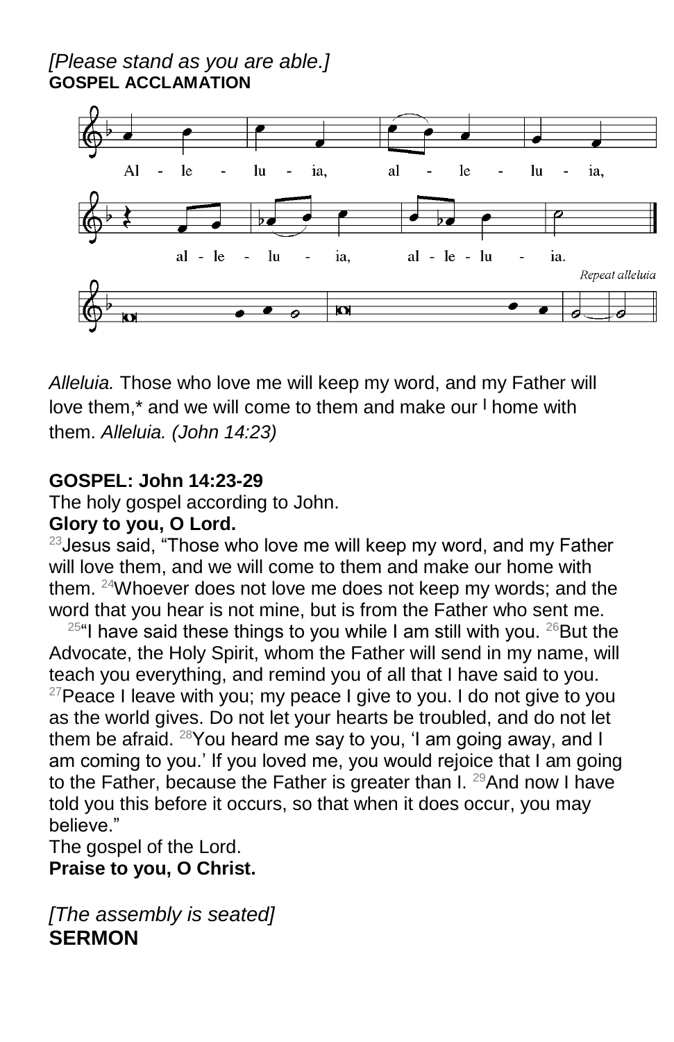*[Please stand as you are able.]*

**GOSPEL ACCLAMATION**

Al - le - lu - ia, al - le - lu - ia,

al - le - lu - ia, al - le - lu - ia.

*Repeat alleluia*

*Alleluia.* Those who love me will keep my word, and my Father will love them,* and we will come to them and make our | home with them. *Alleluia. (John 14:23)*

**GOSPEL: John 14:23-29**

The holy gospel according to John.

**Glory to you, O Lord.**

[23]Jesus said, "Those who love me will keep my word, and my Father will love them, and we will come to them and make our home with them. [24]Whoever does not love me does not keep my words; and the word that you hear is not mine, but is from the Father who sent me.

[25]"I have said these things to you while I am still with you. [26]But the Advocate, the Holy Spirit, whom the Father will send in my name, will teach you everything, and remind you of all that I have said to you. [27]Peace I leave with you; my peace I give to you. I do not give to you as the world gives. Do not let your hearts be troubled, and do not let them be afraid. [28]You heard me say to you, 'I am going away, and I am coming to you.' If you loved me, you would rejoice that I am going to the Father, because the Father is greater than I. [29]And now I have told you this before it occurs, so that when it does occur, you may believe."

The gospel of the Lord.

**Praise to you, O Christ.**

*[The assembly is seated]*

**SERMON**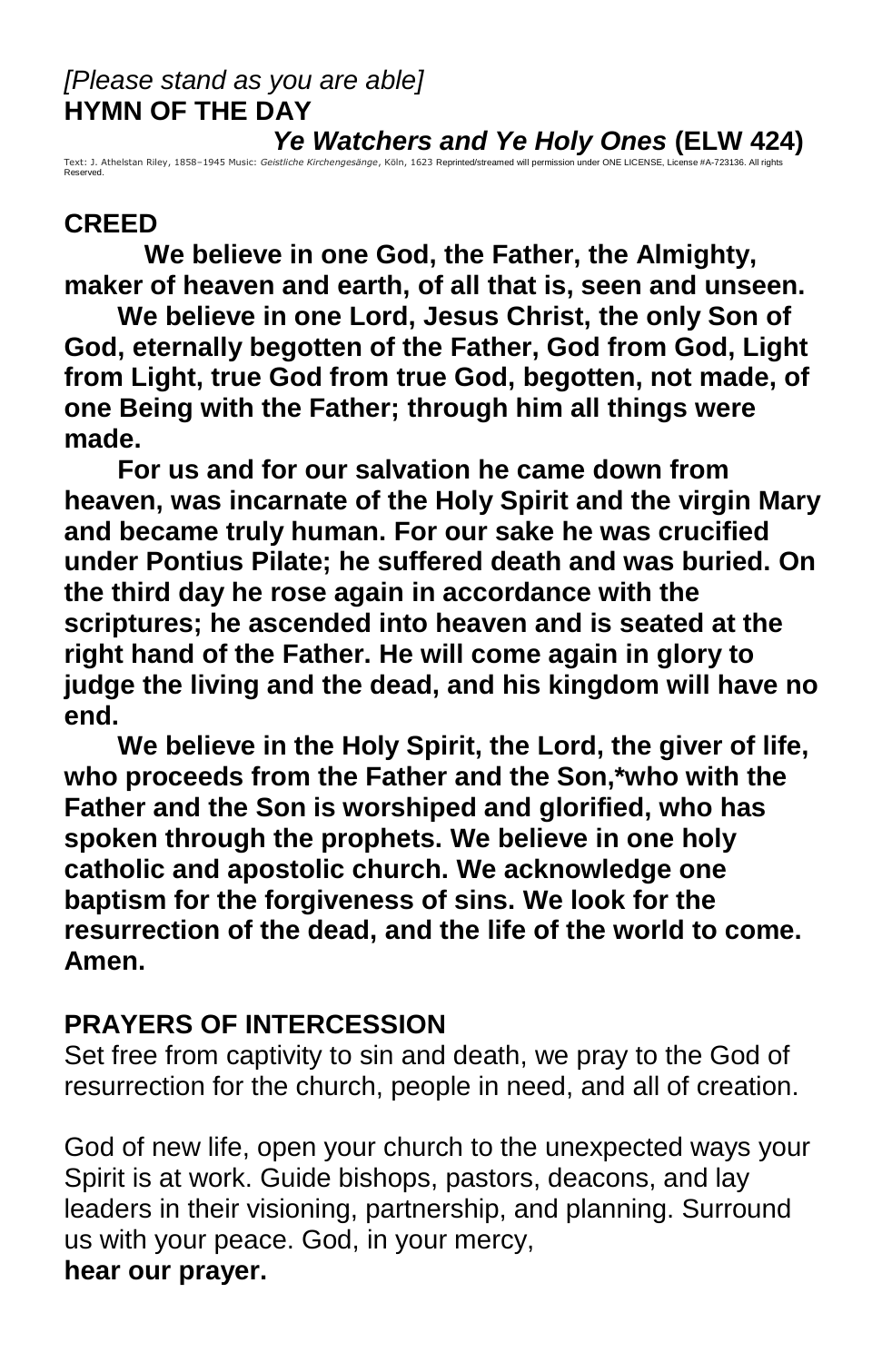*[Please stand as you are able]*
**HYMN OF THE DAY**

***Ye Watchers and Ye Holy Ones* (ELW 424)**

Text: J. Athelstan Riley, 1858–1945 Music: *Geistliche Kirchengesänge*, Köln, 1623 Reprinted/streamed will permission under ONE LICENSE, License #A-723136. All rights Reserved.

**CREED**

**We believe in one God, the Father, the Almighty, maker of heaven and earth, of all that is, seen and unseen.**

**We believe in one Lord, Jesus Christ, the only Son of God, eternally begotten of the Father, God from God, Light from Light, true God from true God, begotten, not made, of one Being with the Father; through him all things were made.**

**For us and for our salvation he came down from heaven, was incarnate of the Holy Spirit and the virgin Mary and became truly human. For our sake he was crucified under Pontius Pilate; he suffered death and was buried. On the third day he rose again in accordance with the scriptures; he ascended into heaven and is seated at the right hand of the Father. He will come again in glory to judge the living and the dead, and his kingdom will have no end.**

**We believe in the Holy Spirit, the Lord, the giver of life, who proceeds from the Father and the Son,*who with the Father and the Son is worshiped and glorified, who has spoken through the prophets. We believe in one holy catholic and apostolic church. We acknowledge one baptism for the forgiveness of sins. We look for the resurrection of the dead, and the life of the world to come. Amen.**

**PRAYERS OF INTERCESSION**

Set free from captivity to sin and death, we pray to the God of resurrection for the church, people in need, and all of creation.

God of new life, open your church to the unexpected ways your Spirit is at work. Guide bishops, pastors, deacons, and lay leaders in their visioning, partnership, and planning. Surround us with your peace. God, in your mercy,
**hear our prayer.**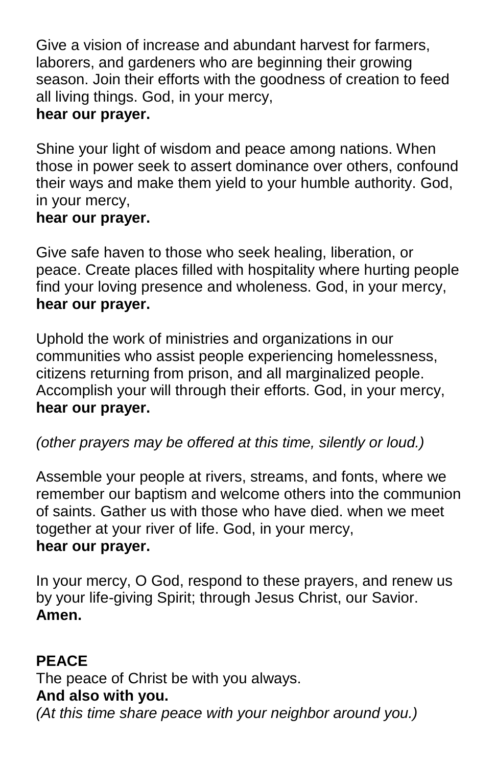Give a vision of increase and abundant harvest for farmers, laborers, and gardeners who are beginning their growing season. Join their efforts with the goodness of creation to feed all living things. God, in your mercy,
**hear our prayer.**

Shine your light of wisdom and peace among nations. When those in power seek to assert dominance over others, confound their ways and make them yield to your humble authority. God, in your mercy,
**hear our prayer.**

Give safe haven to those who seek healing, liberation, or peace. Create places filled with hospitality where hurting people find your loving presence and wholeness. God, in your mercy,
**hear our prayer.**

Uphold the work of ministries and organizations in our communities who assist people experiencing homelessness, citizens returning from prison, and all marginalized people. Accomplish your will through their efforts. God, in your mercy,
**hear our prayer.**

*(other prayers may be offered at this time, silently or loud.)*

Assemble your people at rivers, streams, and fonts, where we remember our baptism and welcome others into the communion of saints. Gather us with those who have died. when we meet together at your river of life. God, in your mercy,
**hear our prayer.**

In your mercy, O God, respond to these prayers, and renew us by your life-giving Spirit; through Jesus Christ, our Savior.
**Amen.**

**PEACE**
The peace of Christ be with you always.
**And also with you.**
*(At this time share peace with your neighbor around you.)*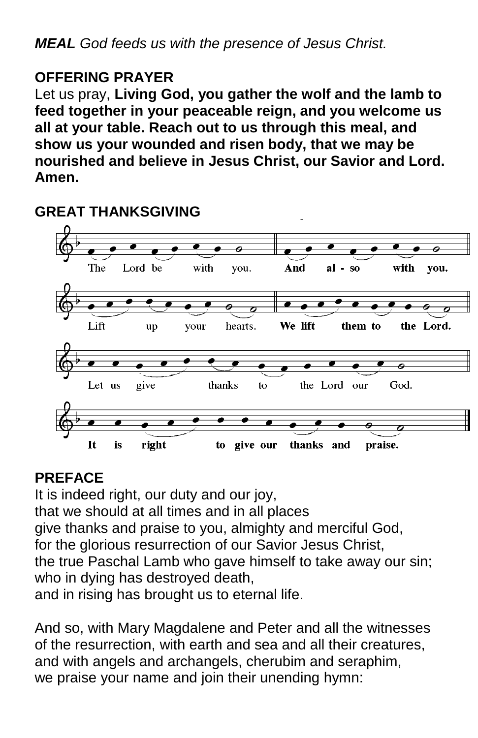***MEAL*** *God feeds us with the presence of Jesus Christ.*

**OFFERING PRAYER**

Let us pray, **Living God, you gather the wolf and the lamb to feed together in your peaceable reign, and you welcome us all at your table. Reach out to us through this meal, and show us your wounded and risen body, that we may be nourished and believe in Jesus Christ, our Savior and Lord. Amen.**

**GREAT THANKSGIVING**

The Lord be with you. **And also with you.**

Lift up your hearts. **We lift them to the Lord.**

Let us give thanks to the Lord our God.

**It is right to give our thanks and praise.**

**PREFACE**

It is indeed right, our duty and our joy,
that we should at all times and in all places
give thanks and praise to you, almighty and merciful God,
for the glorious resurrection of our Savior Jesus Christ,
the true Paschal Lamb who gave himself to take away our sin;
who in dying has destroyed death,
and in rising has brought us to eternal life.

And so, with Mary Magdalene and Peter and all the witnesses of the resurrection, with earth and sea and all their creatures, and with angels and archangels, cherubim and seraphim, we praise your name and join their unending hymn: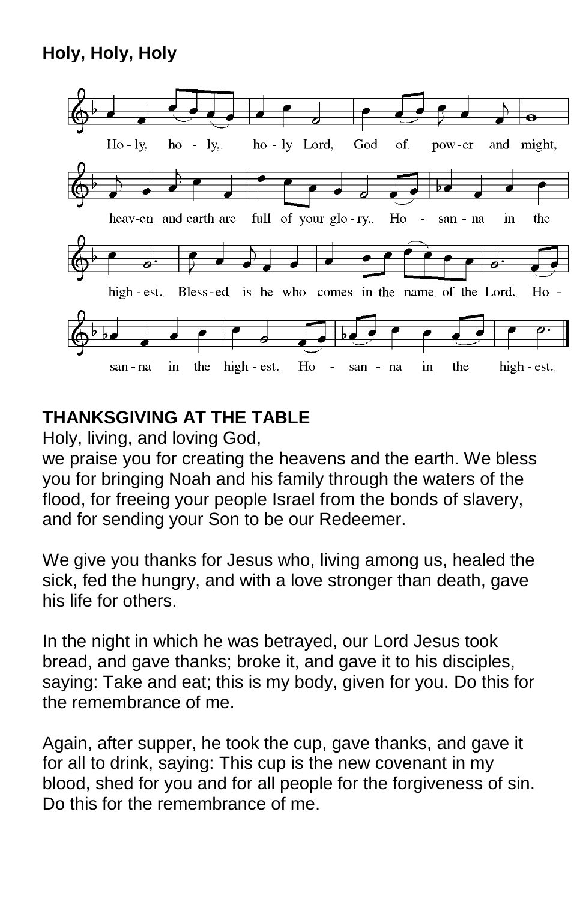**Holy, Holy, Holy**

Ho-ly, ho-ly, ho-ly Lord, God of pow-er and might, heav-en and earth are full of your glo-ry. Ho - san-na in the high-est. Bless-ed is he who comes in the name of the Lord. Ho - san-na in the high-est. Ho - san-na in the high-est.

**THANKSGIVING AT THE TABLE**

Holy, living, and loving God,
we praise you for creating the heavens and the earth. We bless you for bringing Noah and his family through the waters of the flood, for freeing your people Israel from the bonds of slavery, and for sending your Son to be our Redeemer.

We give you thanks for Jesus who, living among us, healed the sick, fed the hungry, and with a love stronger than death, gave his life for others.

In the night in which he was betrayed, our Lord Jesus took bread, and gave thanks; broke it, and gave it to his disciples, saying: Take and eat; this is my body, given for you. Do this for the remembrance of me.

Again, after supper, he took the cup, gave thanks, and gave it for all to drink, saying: This cup is the new covenant in my blood, shed for you and for all people for the forgiveness of sin. Do this for the remembrance of me.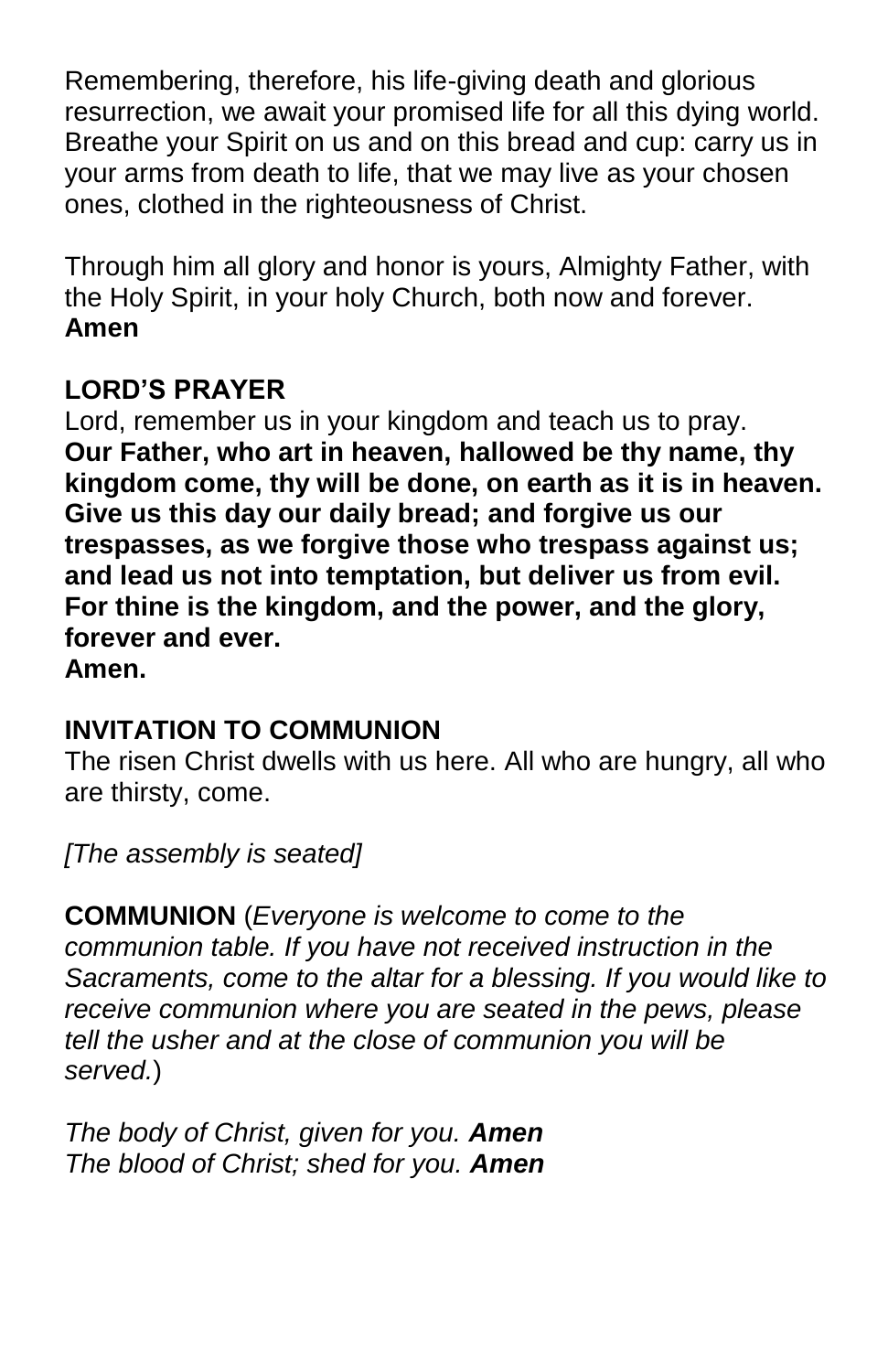Remembering, therefore, his life-giving death and glorious resurrection, we await your promised life for all this dying world. Breathe your Spirit on us and on this bread and cup: carry us in your arms from death to life, that we may live as your chosen ones, clothed in the righteousness of Christ.

Through him all glory and honor is yours, Almighty Father, with the Holy Spirit, in your holy Church, both now and forever. **Amen**

**LORD'S PRAYER**

Lord, remember us in your kingdom and teach us to pray.
**Our Father, who art in heaven, hallowed be thy name, thy kingdom come, thy will be done, on earth as it is in heaven. Give us this day our daily bread; and forgive us our trespasses, as we forgive those who trespass against us; and lead us not into temptation, but deliver us from evil. For thine is the kingdom, and the power, and the glory, forever and ever.**
**Amen.**

**INVITATION TO COMMUNION**

The risen Christ dwells with us here. All who are hungry, all who are thirsty, come.

*[The assembly is seated]*

**COMMUNION** (*Everyone is welcome to come to the communion table. If you have not received instruction in the Sacraments, come to the altar for a blessing. If you would like to receive communion where you are seated in the pews, please tell the usher and at the close of communion you will be served.*)

*The body of Christ, given for you.* ***Amen***
*The blood of Christ; shed for you.* ***Amen***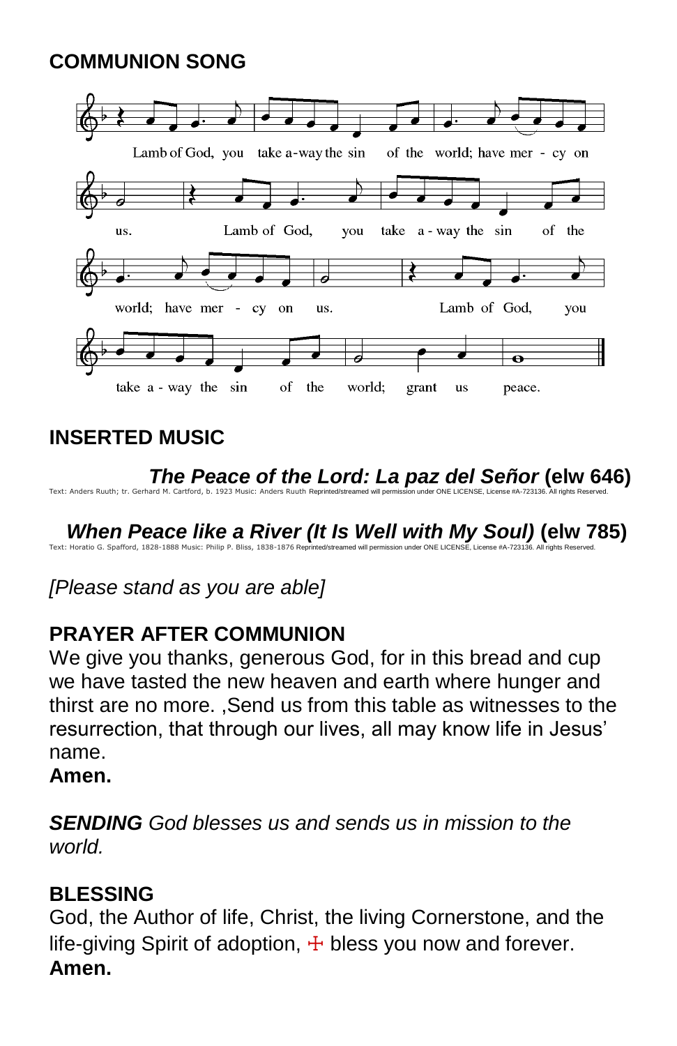## COMMUNION SONG

Lamb of God, you take a-way the sin of the world; have mer - cy on us. Lamb of God, you take a - way the sin of the world; have mer - cy on us. Lamb of God, you take a - way the sin of the world; grant us peace.

## INSERTED MUSIC

***The Peace of the Lord: La paz del Señor*** **(elw 646)**

Text: Anders Ruuth; tr. Gerhard M. Cartford, b. 1923 Music: Anders Ruuth Reprinted/streamed will permission under ONE LICENSE, License #A-723136. All rights Reserved.

***When Peace like a River (It Is Well with My Soul)*** **(elw 785)**

Text: Horatio G. Spafford, 1828-1888 Music: Philip P. Bliss, 1838-1876 Reprinted/streamed will permission under ONE LICENSE, License #A-723136. All rights Reserved.

*[Please stand as you are able]*

## PRAYER AFTER COMMUNION

We give you thanks, generous God, for in this bread and cup we have tasted the new heaven and earth where hunger and thirst are no more. ,Send us from this table as witnesses to the resurrection, that through our lives, all may know life in Jesus' name.

**Amen.**

***SENDING*** *God blesses us and sends us in mission to the world.*

## BLESSING

God, the Author of life, Christ, the living Cornerstone, and the life-giving Spirit of adoption, ☩ bless you now and forever.

**Amen.**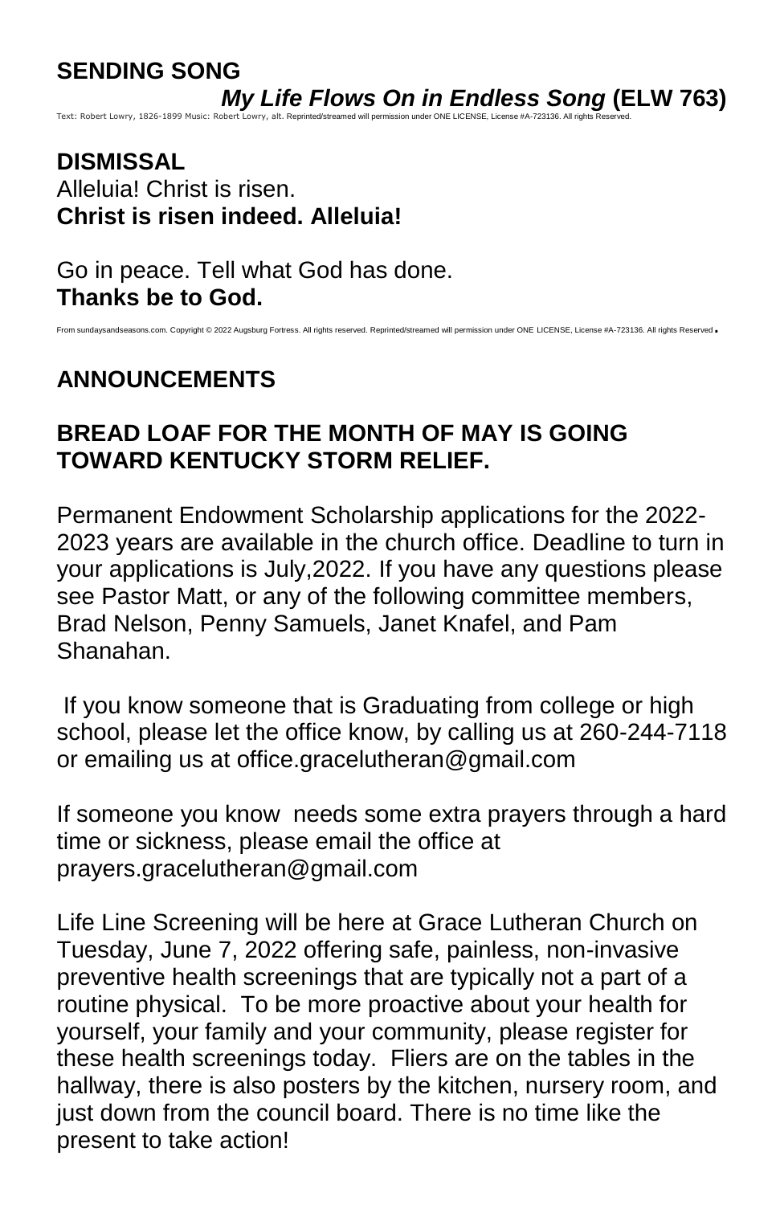## SENDING SONG

***My Life Flows On in Endless Song*** **(ELW 763)**

Text: Robert Lowry, 1826-1899 Music: Robert Lowry, alt. Reprinted/streamed will permission under ONE LICENSE, License #A-723136. All rights Reserved.

## DISMISSAL

Alleluia! Christ is risen.
**Christ is risen indeed. Alleluia!**

Go in peace. Tell what God has done.
**Thanks be to God.**

From sundaysandseasons.com. Copyright © 2022 Augsburg Fortress. All rights reserved. Reprinted/streamed will permission under ONE LICENSE, License #A-723136. All rights Reserved.

## ANNOUNCEMENTS

**BREAD LOAF FOR THE MONTH OF MAY IS GOING TOWARD KENTUCKY STORM RELIEF.**

Permanent Endowment Scholarship applications for the 2022-2023 years are available in the church office. Deadline to turn in your applications is July,2022. If you have any questions please see Pastor Matt, or any of the following committee members, Brad Nelson, Penny Samuels, Janet Knafel, and Pam Shanahan.

If you know someone that is Graduating from college or high school, please let the office know, by calling us at 260-244-7118 or emailing us at office.gracelutheran@gmail.com

If someone you know needs some extra prayers through a hard time or sickness, please email the office at prayers.gracelutheran@gmail.com

Life Line Screening will be here at Grace Lutheran Church on Tuesday, June 7, 2022 offering safe, painless, non-invasive preventive health screenings that are typically not a part of a routine physical. To be more proactive about your health for yourself, your family and your community, please register for these health screenings today. Fliers are on the tables in the hallway, there is also posters by the kitchen, nursery room, and just down from the council board. There is no time like the present to take action!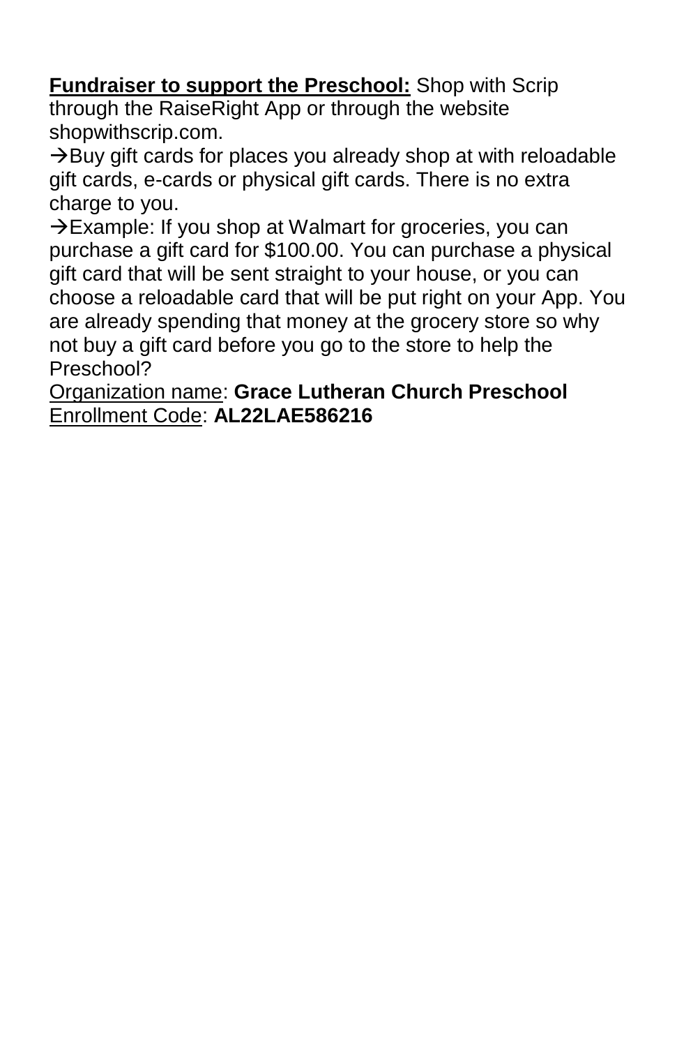**<u>Fundraiser to support the Preschool:</u>** Shop with Scrip through the RaiseRight App or through the website shopwithscrip.com.

→Buy gift cards for places you already shop at with reloadable gift cards, e-cards or physical gift cards. There is no extra charge to you.

→Example: If you shop at Walmart for groceries, you can purchase a gift card for $100.00. You can purchase a physical gift card that will be sent straight to your house, or you can choose a reloadable card that will be put right on your App. You are already spending that money at the grocery store so why not buy a gift card before you go to the store to help the Preschool?

<u>Organization name</u>: **Grace Lutheran Church Preschool**
<u>Enrollment Code</u>: **AL22LAE586216**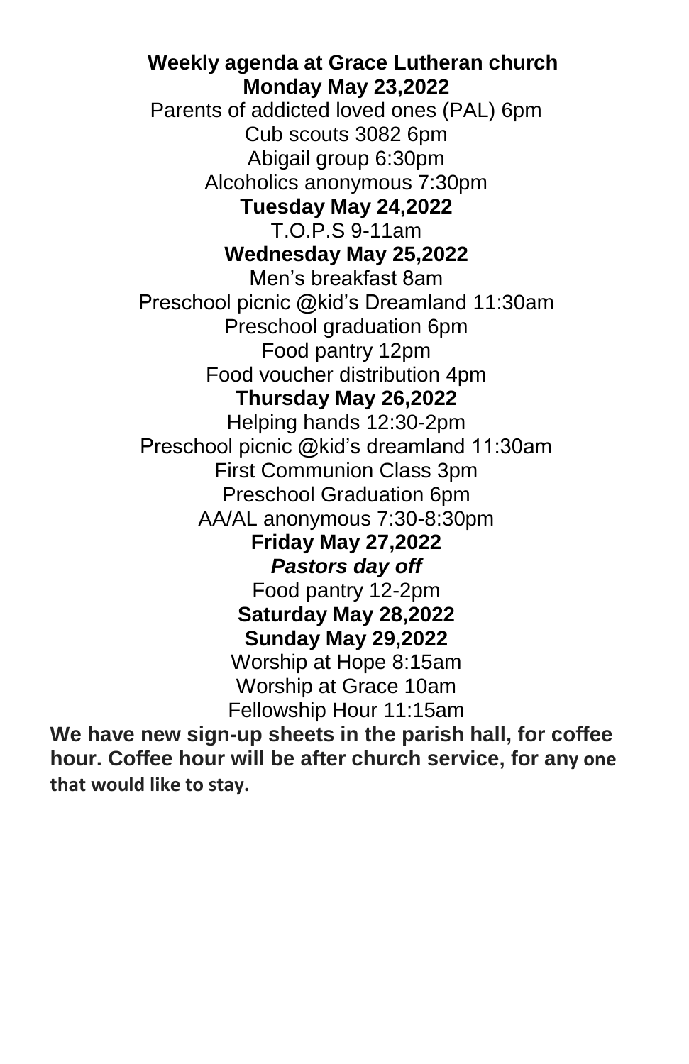**Weekly agenda at Grace Lutheran church**

**Monday May 23,2022**

Parents of addicted loved ones (PAL) 6pm
Cub scouts 3082 6pm
Abigail group 6:30pm
Alcoholics anonymous 7:30pm

**Tuesday May 24,2022**

T.O.P.S 9-11am

**Wednesday May 25,2022**

Men's breakfast 8am
Preschool picnic @kid's Dreamland 11:30am
Preschool graduation 6pm
Food pantry 12pm
Food voucher distribution 4pm

**Thursday May 26,2022**

Helping hands 12:30-2pm
Preschool picnic @kid's dreamland 11:30am
First Communion Class 3pm
Preschool Graduation 6pm
AA/AL anonymous 7:30-8:30pm

**Friday May 27,2022**

***Pastors day off***

Food pantry 12-2pm

**Saturday May 28,2022**

**Sunday May 29,2022**

Worship at Hope 8:15am
Worship at Grace 10am
Fellowship Hour 11:15am

**We have new sign-up sheets in the parish hall, for coffee hour. Coffee hour will be after church service, for any one that would like to stay.**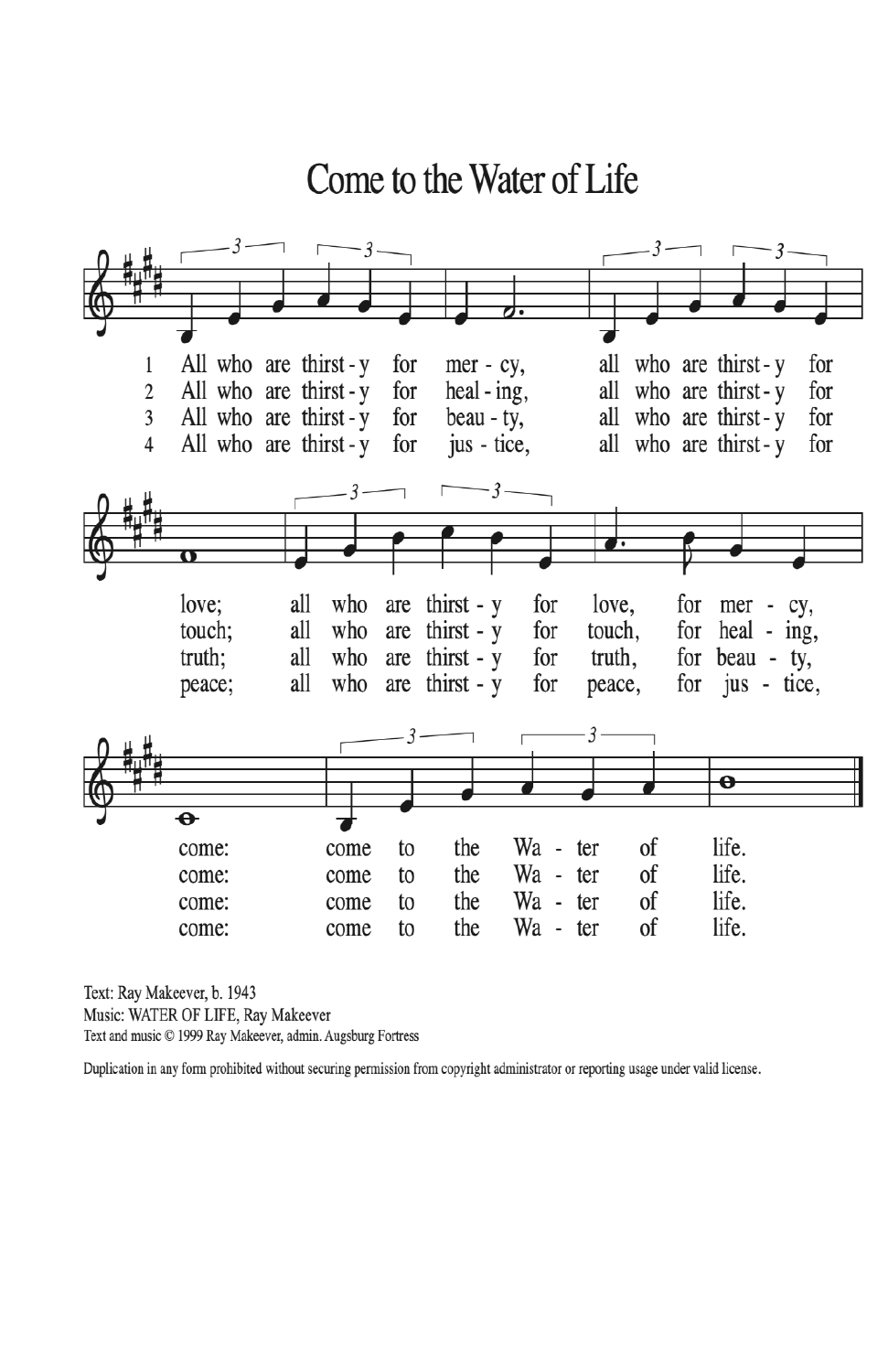# Come to the Water of Life

1 All who are thirst-y for mer-cy, all who are thirst-y for love; all who are thirst-y for love, for mer-cy, come: come to the Wa-ter of life.

2 All who are thirst-y for heal-ing, all who are thirst-y for touch; all who are thirst-y for touch, for heal-ing, come: come to the Wa-ter of life.

3 All who are thirst-y for beau-ty, all who are thirst-y for truth; all who are thirst-y for truth, for beau-ty, come: come to the Wa-ter of life.

4 All who are thirst-y for jus-tice, all who are thirst-y for peace; all who are thirst-y for peace, for jus-tice, come: come to the Wa-ter of life.

Text: Ray Makeever, b. 1943
Music: WATER OF LIFE, Ray Makeever
Text and music © 1999 Ray Makeever, admin. Augsburg Fortress

Duplication in any form prohibited without securing permission from copyright administrator or reporting usage under valid license.